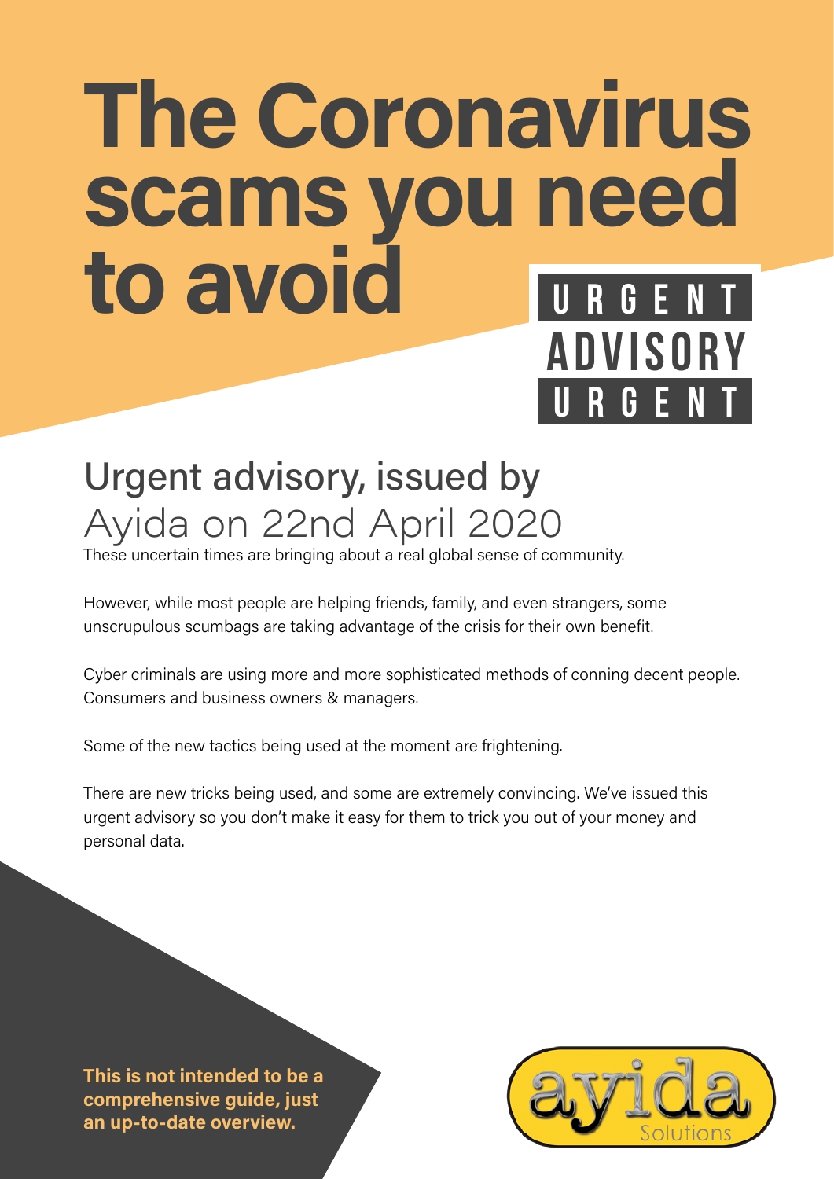# The Coronavirus scams you need to avoid

URGENT
ADVISORY
URGENT

## Urgent advisory, issued by Ayida on 22nd April 2020

These uncertain times are bringing about a real global sense of community.

However, while most people are helping friends, family, and even strangers, some unscrupulous scumbags are taking advantage of the crisis for their own benefit.

Cyber criminals are using more and more sophisticated methods of conning decent people. Consumers and business owners & managers.

Some of the new tactics being used at the moment are frightening.

There are new tricks being used, and some are extremely convincing. We've issued this urgent advisory so you don't make it easy for them to trick you out of your money and personal data.

**This is not intended to be a comprehensive guide, just an up-to-date overview.**

ayida
Solutions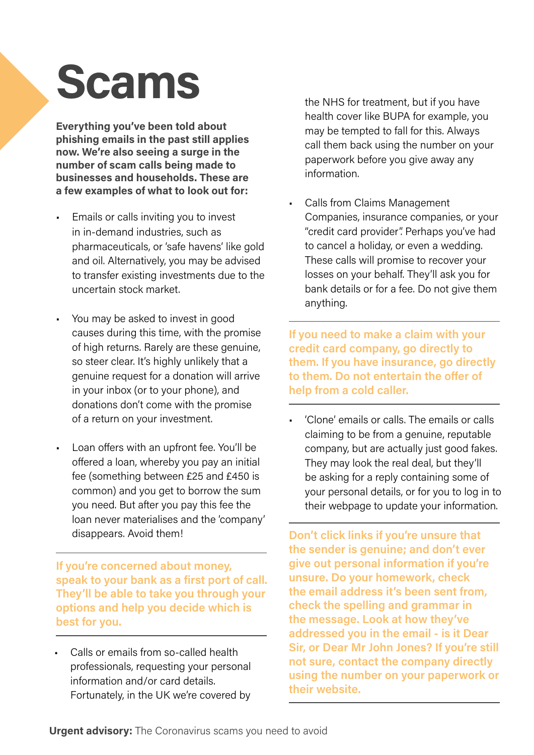# Scams

**Everything you've been told about phishing emails in the past still applies now. We're also seeing a surge in the number of scam calls being made to businesses and households. These are a few examples of what to look out for:**

- Emails or calls inviting you to invest in in-demand industries, such as pharmaceuticals, or 'safe havens' like gold and oil. Alternatively, you may be advised to transfer existing investments due to the uncertain stock market.

- You may be asked to invest in good causes during this time, with the promise of high returns. Rarely are these genuine, so steer clear. It's highly unlikely that a genuine request for a donation will arrive in your inbox (or to your phone), and donations don't come with the promise of a return on your investment.

- Loan offers with an upfront fee. You'll be offered a loan, whereby you pay an initial fee (something between £25 and £450 is common) and you get to borrow the sum you need. But after you pay this fee the loan never materialises and the 'company' disappears. Avoid them!

---

**If you're concerned about money, speak to your bank as a first port of call. They'll be able to take you through your options and help you decide which is best for you.**

---

- Calls or emails from so-called health professionals, requesting your personal information and/or card details. Fortunately, in the UK we're covered by the NHS for treatment, but if you have health cover like BUPA for example, you may be tempted to fall for this. Always call them back using the number on your paperwork before you give away any information.

- Calls from Claims Management Companies, insurance companies, or your "credit card provider". Perhaps you've had to cancel a holiday, or even a wedding. These calls will promise to recover your losses on your behalf. They'll ask you for bank details or for a fee. Do not give them anything.

---

**If you need to make a claim with your credit card company, go directly to them. If you have insurance, go directly to them. Do not entertain the offer of help from a cold caller.**

---

- 'Clone' emails or calls. The emails or calls claiming to be from a genuine, reputable company, but are actually just good fakes. They may look the real deal, but they'll be asking for a reply containing some of your personal details, or for you to log in to their webpage to update your information.

---

**Don't click links if you're unsure that the sender is genuine; and don't ever give out personal information if you're unsure. Do your homework, check the email address it's been sent from, check the spelling and grammar in the message. Look at how they've addressed you in the email - is it Dear Sir, or Dear Mr John Jones? If you're still not sure, contact the company directly using the number on your paperwork or their website.**

---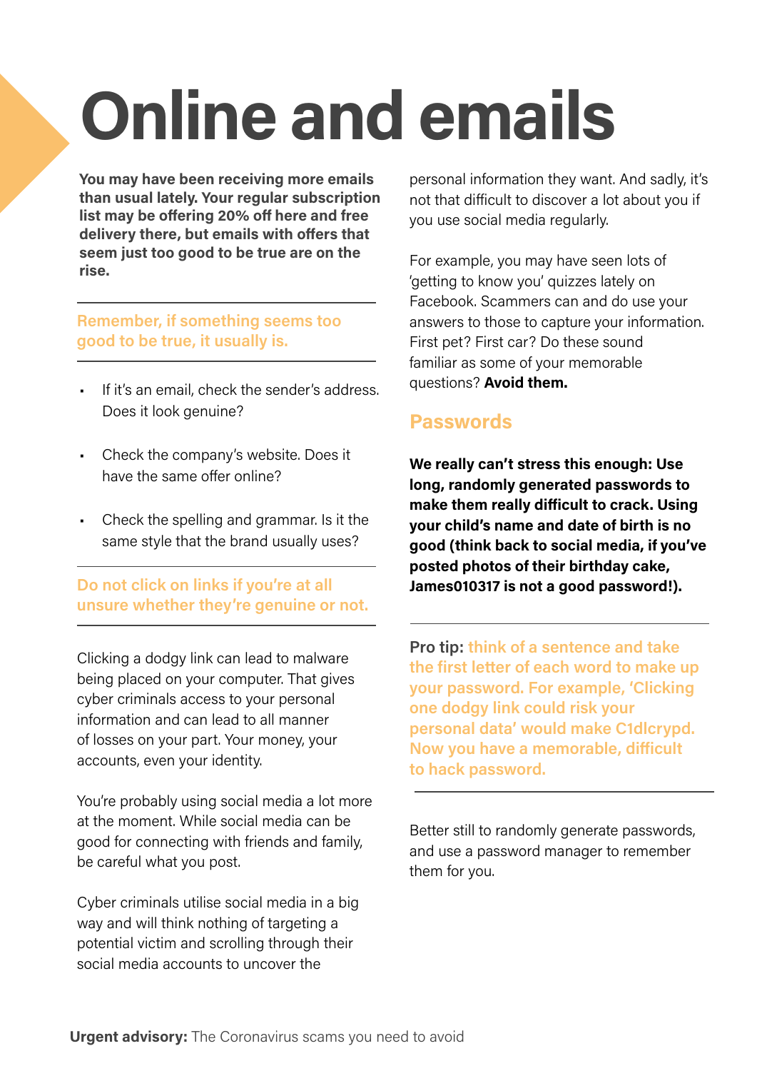# Online and emails

**You may have been receiving more emails than usual lately. Your regular subscription list may be offering 20% off here and free delivery there, but emails with offers that seem just too good to be true are on the rise.**

**Remember, if something seems too good to be true, it usually is.**

- If it's an email, check the sender's address. Does it look genuine?
- Check the company's website. Does it have the same offer online?
- Check the spelling and grammar. Is it the same style that the brand usually uses?

**Do not click on links if you're at all unsure whether they're genuine or not.**

Clicking a dodgy link can lead to malware being placed on your computer. That gives cyber criminals access to your personal information and can lead to all manner of losses on your part. Your money, your accounts, even your identity.

You're probably using social media a lot more at the moment. While social media can be good for connecting with friends and family, be careful what you post.

Cyber criminals utilise social media in a big way and will think nothing of targeting a potential victim and scrolling through their social media accounts to uncover the personal information they want. And sadly, it's not that difficult to discover a lot about you if you use social media regularly.

For example, you may have seen lots of 'getting to know you' quizzes lately on Facebook. Scammers can and do use your answers to those to capture your information. First pet? First car? Do these sound familiar as some of your memorable questions? **Avoid them.**

## Passwords

**We really can't stress this enough: Use long, randomly generated passwords to make them really difficult to crack. Using your child's name and date of birth is no good (think back to social media, if you've posted photos of their birthday cake, James010317 is not a good password!).**

**Pro tip:** **think of a sentence and take the first letter of each word to make up your password. For example, 'Clicking one dodgy link could risk your personal data' would make C1dlcrypd. Now you have a memorable, difficult to hack password.**

Better still to randomly generate passwords, and use a password manager to remember them for you.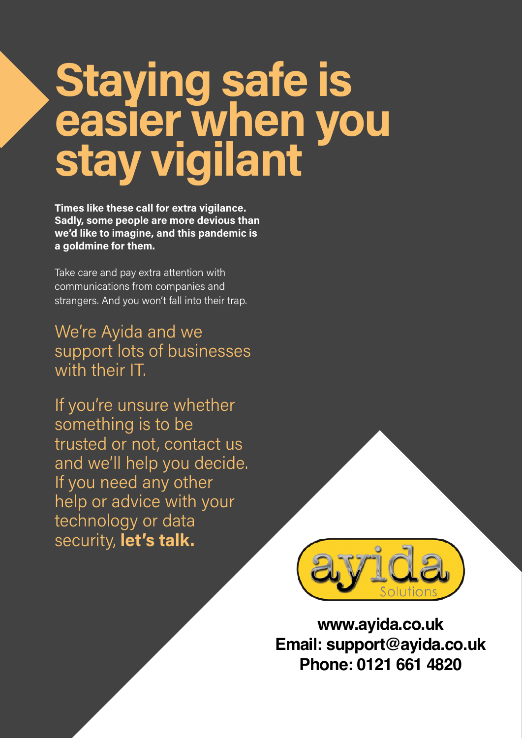# Staying safe is easier when you stay vigilant

**Times like these call for extra vigilance. Sadly, some people are more devious than we'd like to imagine, and this pandemic is a goldmine for them.**

Take care and pay extra attention with communications from companies and strangers. And you won't fall into their trap.

We're Ayida and we support lots of businesses with their IT.

If you're unsure whether something is to be trusted or not, contact us and we'll help you decide. If you need any other help or advice with your technology or data security, **let's talk.**

ayida Solutions

**www.ayida.co.uk**
**Email: support@ayida.co.uk**
**Phone: 0121 661 4820**